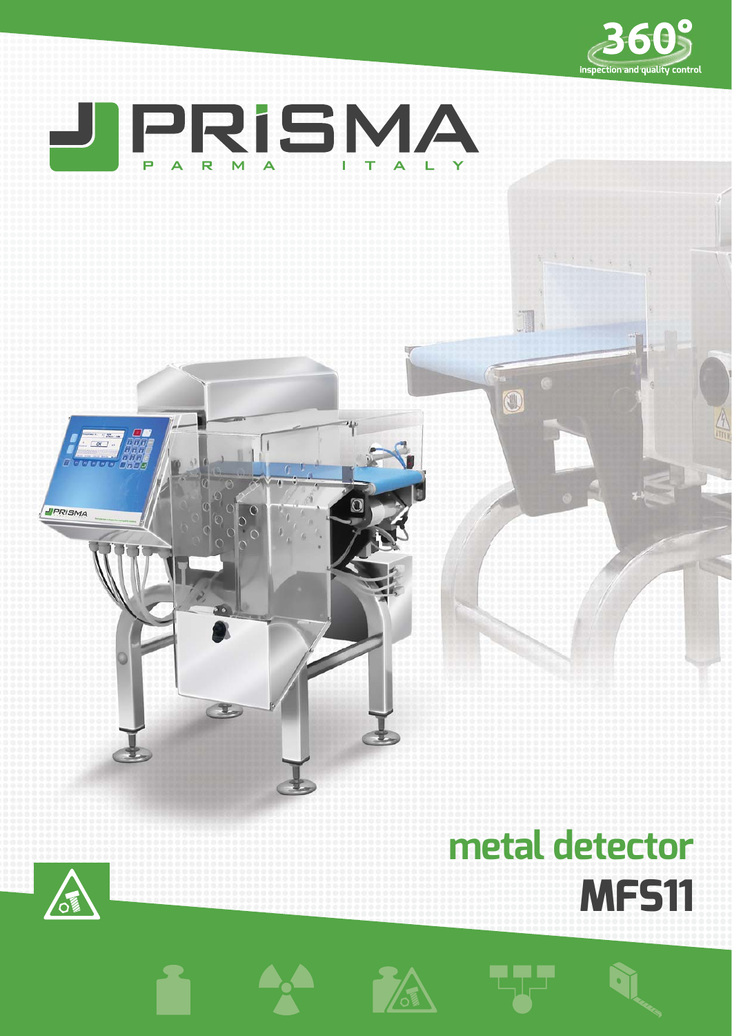360° inspection and quality control

# PRISMA

PARMA ITALY

# metal detector
# MFS11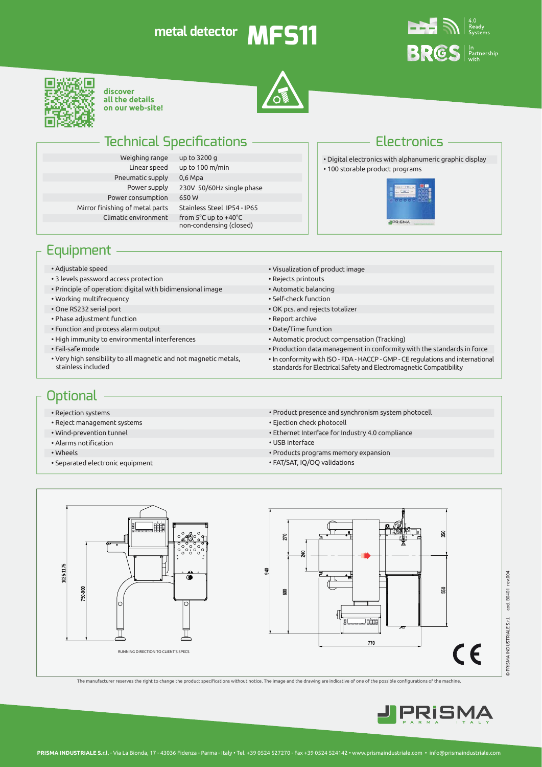# metal detector MFS11

4.0 Ready Systems

BRCGS In Partnership with

discover all the details on our web-site!

## Technical Specifications

| | |
|---|---|
| Weighing range | up to 3200 g |
| Linear speed | up to 100 m/min |
| Pneumatic supply | 0,6 Mpa |
| Power supply | 230V 50/60Hz single phase |
| Power consumption | 650 W |
| Mirror finishing of metal parts | Stainless Steel IP54 - IP65 |
| Climatic environment | from 5°C up to +40°C non-condensing (closed) |

## Electronics

- Digital electronics with alphanumeric graphic display
- 100 storable product programs

## Equipment

- Adjustable speed
- 3 levels password access protection
- Principle of operation: digital with bidimensional image
- Working multifrequency
- One RS232 serial port
- Phase adjustment function
- Function and process alarm output
- High immunity to environmental interferences
- Fail-safe mode
- Very high sensibility to all magnetic and not magnetic metals, stainless included
- Visualization of product image
- Rejects printouts
- Automatic balancing
- Self-check function
- OK pcs. and rejects totalizer
- Report archive
- Date/Time function
- Automatic product compensation (Tracking)
- Production data management in conformity with the standards in force
- In conformity with ISO - FDA - HACCP - GMP - CE regulations and international standards for Electrical Safety and Electromagnetic Compatibility

## Optional

- Rejection systems
- Reject management systems
- Wind-prevention tunnel
- Alarms notification
- Wheels
- Separated electronic equipment
- Product presence and synchronism system photocell
- Ejection check photocell
- Ethernet Interface for Industry 4.0 compliance
- USB interface
- Products programs memory expansion
- FAT/SAT, IQ/OQ validations

1025-1175
750-900
RUNNING DIRECTION TO CLIENT'S SPECS
270
240
940
600
350
550
770

© PRISMA INDUSTRIALE S.r.l. cod. B0401 rev.004

The manufacturer reserves the right to change the product specifications without notice. The image and the drawing are indicative of one of the possible configurations of the machine.

PRISMA PARMA ITALY

**PRISMA INDUSTRIALE S.r.l.** - Via La Bionda, 17 - 43036 Fidenza - Parma - Italy • Tel. +39 0524 527270 - Fax +39 0524 524142 • www.prismaindustriale.com • info@prismaindustriale.com